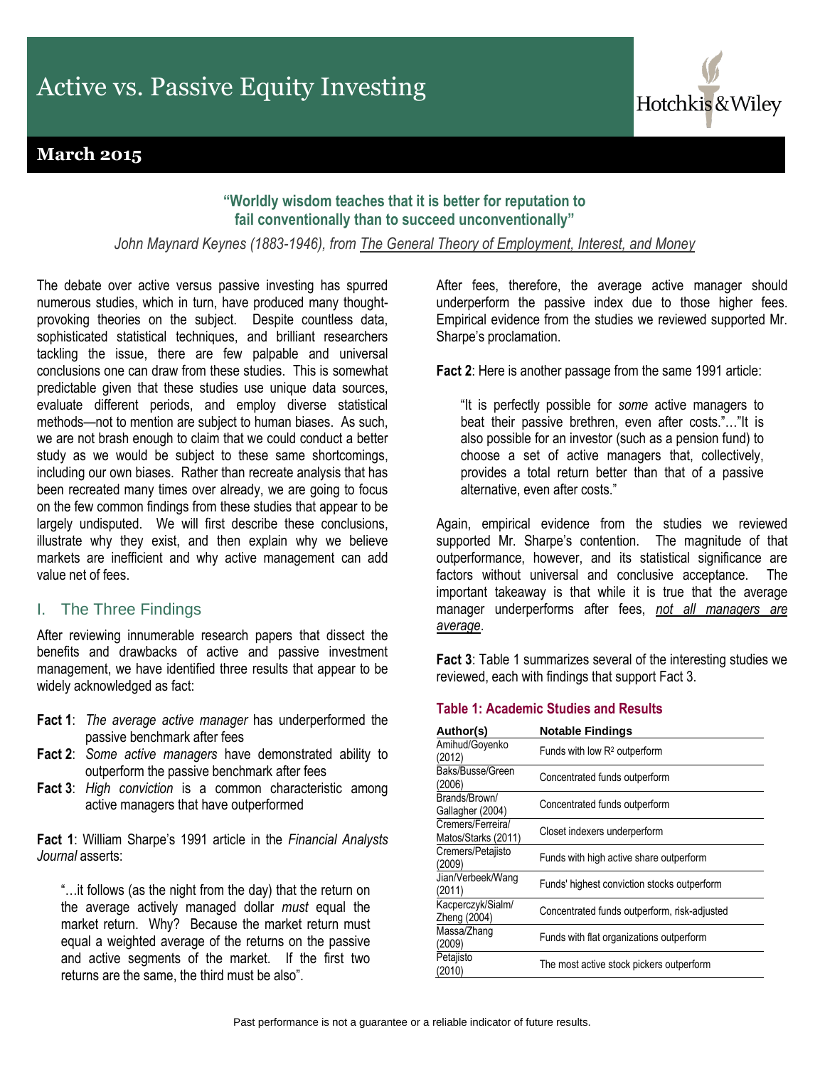# Active vs. Passive Equity Investing

**March 2015**

**"Worldly wisdom teaches that it is better for reputation to fail conventionally than to succeed unconventionally"**

*John Maynard Keynes (1883-1946), from The General Theory of Employment, Interest, and Money*

The debate over active versus passive investing has spurred numerous studies, which in turn, have produced many thought-provoking theories on the subject. Despite countless data, sophisticated statistical techniques, and brilliant researchers tackling the issue, there are few palpable and universal conclusions one can draw from these studies. This is somewhat predictable given that these studies use unique data sources, evaluate different periods, and employ diverse statistical methods—not to mention are subject to human biases. As such, we are not brash enough to claim that we could conduct a better study as we would be subject to these same shortcomings, including our own biases. Rather than recreate analysis that has been recreated many times over already, we are going to focus on the few common findings from these studies that appear to be largely undisputed. We will first describe these conclusions, illustrate why they exist, and then explain why we believe markets are inefficient and why active management can add value net of fees.

## I. The Three Findings

After reviewing innumerable research papers that dissect the benefits and drawbacks of active and passive investment management, we have identified three results that appear to be widely acknowledged as fact:

- **Fact 1**: *The average active manager* has underperformed the passive benchmark after fees
- **Fact 2**: *Some active managers* have demonstrated ability to outperform the passive benchmark after fees
- **Fact 3**: *High conviction* is a common characteristic among active managers that have outperformed

**Fact 1**: William Sharpe's 1991 article in the *Financial Analysts Journal* asserts:

> "…it follows (as the night from the day) that the return on the average actively managed dollar *must* equal the market return. Why? Because the market return must equal a weighted average of the returns on the passive and active segments of the market. If the first two returns are the same, the third must be also".

After fees, therefore, the average active manager should underperform the passive index due to those higher fees. Empirical evidence from the studies we reviewed supported Mr. Sharpe's proclamation.

**Fact 2**: Here is another passage from the same 1991 article:

> "It is perfectly possible for *some* active managers to beat their passive brethren, even after costs."…"It is also possible for an investor (such as a pension fund) to choose a set of active managers that, collectively, provides a total return better than that of a passive alternative, even after costs."

Again, empirical evidence from the studies we reviewed supported Mr. Sharpe's contention. The magnitude of that outperformance, however, and its statistical significance are factors without universal and conclusive acceptance. The important takeaway is that while it is true that the average manager underperforms after fees, ***not all managers are average***.

**Fact 3**: Table 1 summarizes several of the interesting studies we reviewed, each with findings that support Fact 3.

**Table 1: Academic Studies and Results**

| Author(s) | Notable Findings |
|---|---|
| Amihud/Goyenko (2012) | Funds with low $R^2$ outperform |
| Baks/Busse/Green (2006) | Concentrated funds outperform |
| Brands/Brown/ Gallagher (2004) | Concentrated funds outperform |
| Cremers/Ferreira/ Matos/Starks (2011) | Closet indexers underperform |
| Cremers/Petajisto (2009) | Funds with high active share outperform |
| Jian/Verbeek/Wang (2011) | Funds' highest conviction stocks outperform |
| Kacperczyk/Sialm/ Zheng (2004) | Concentrated funds outperform, risk-adjusted |
| Massa/Zhang (2009) | Funds with flat organizations outperform |
| Petajisto (2010) | The most active stock pickers outperform |

Past performance is not a guarantee or a reliable indicator of future results.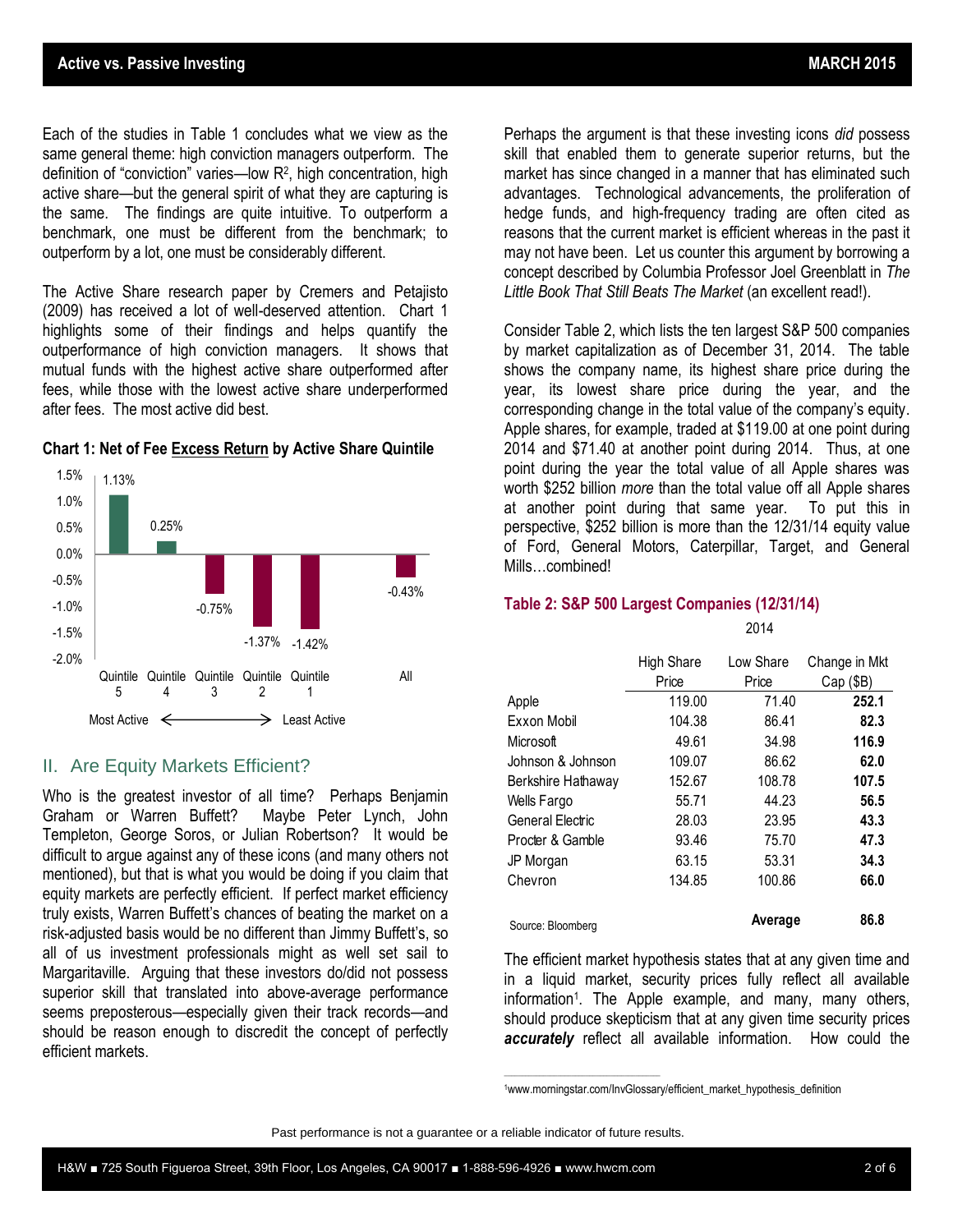Each of the studies in Table 1 concludes what we view as the same general theme: high conviction managers outperform. The definition of "conviction" varies—low $R^2$, high concentration, high active share—but the general spirit of what they are capturing is the same. The findings are quite intuitive. To outperform a benchmark, one must be different from the benchmark; to outperform by a lot, one must be considerably different.

The Active Share research paper by Cremers and Petajisto (2009) has received a lot of well-deserved attention. Chart 1 highlights some of their findings and helps quantify the outperformance of high conviction managers. It shows that mutual funds with the highest active share outperformed after fees, while those with the lowest active share underperformed after fees. The most active did best.

**Chart 1: Net of Fee Excess Return by Active Share Quintile**

| Quintile 5 (Most Active) | Quintile 4 | Quintile 3 | Quintile 2 | Quintile 1 (Least Active) | All |
|---|---|---|---|---|---|
| 1.13% | 0.25% | -0.75% | -1.37% | -1.42% | -0.43% |

## II. Are Equity Markets Efficient?

Who is the greatest investor of all time? Perhaps Benjamin Graham or Warren Buffett? Maybe Peter Lynch, John Templeton, George Soros, or Julian Robertson? It would be difficult to argue against any of these icons (and many others not mentioned), but that is what you would be doing if you claim that equity markets are perfectly efficient. If perfect market efficiency truly exists, Warren Buffett's chances of beating the market on a risk-adjusted basis would be no different than Jimmy Buffett's, so all of us investment professionals might as well set sail to Margaritaville. Arguing that these investors do/did not possess superior skill that translated into above-average performance seems preposterous—especially given their track records—and should be reason enough to discredit the concept of perfectly efficient markets.

Perhaps the argument is that these investing icons *did* possess skill that enabled them to generate superior returns, but the market has since changed in a manner that has eliminated such advantages. Technological advancements, the proliferation of hedge funds, and high-frequency trading are often cited as reasons that the current market is efficient whereas in the past it may not have been. Let us counter this argument by borrowing a concept described by Columbia Professor Joel Greenblatt in *The Little Book That Still Beats The Market* (an excellent read!).

Consider Table 2, which lists the ten largest S&P 500 companies by market capitalization as of December 31, 2014. The table shows the company name, its highest share price during the year, its lowest share price during the year, and the corresponding change in the total value of the company's equity. Apple shares, for example, traded at $119.00 at one point during 2014 and $71.40 at another point during 2014. Thus, at one point during the year the total value of all Apple shares was worth $252 billion *more* than the total value off all Apple shares at another point during that same year. To put this in perspective, $252 billion is more than the 12/31/14 equity value of Ford, General Motors, Caterpillar, Target, and General Mills…combined!

**Table 2: S&P 500 Largest Companies (12/31/14)**

| | 2014 | | |
|---|---|---|---|
| | High Share Price | Low Share Price | Change in Mkt Cap ($B) |
| Apple | 119.00 | 71.40 | **252.1** |
| Exxon Mobil | 104.38 | 86.41 | **82.3** |
| Microsoft | 49.61 | 34.98 | **116.9** |
| Johnson & Johnson | 109.07 | 86.62 | **62.0** |
| Berkshire Hathaway | 152.67 | 108.78 | **107.5** |
| Wells Fargo | 55.71 | 44.23 | **56.5** |
| General Electric | 28.03 | 23.95 | **43.3** |
| Procter & Gamble | 93.46 | 75.70 | **47.3** |
| JP Morgan | 63.15 | 53.31 | **34.3** |
| Chevron | 134.85 | 100.86 | **66.0** |
| | | **Average** | **86.8** |

Source: Bloomberg

The efficient market hypothesis states that at any given time and in a liquid market, security prices fully reflect all available information[1]. The Apple example, and many, many others, should produce skepticism that at any given time security prices ***accurately*** reflect all available information. How could the

[1] www.morningstar.com/InvGlossary/efficient_market_hypothesis_definition

Past performance is not a guarantee or a reliable indicator of future results.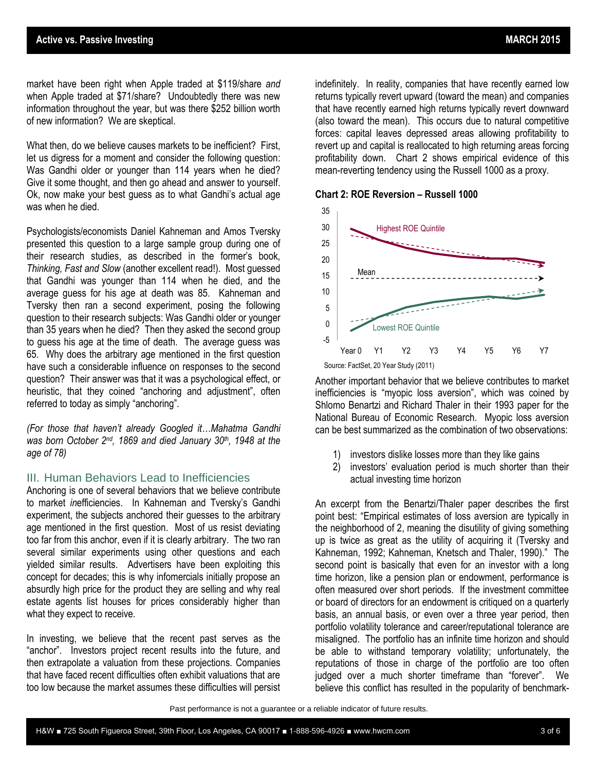market have been right when Apple traded at $119/share *and* when Apple traded at $71/share? Undoubtedly there was new information throughout the year, but was there $252 billion worth of new information? We are skeptical.

What then, do we believe causes markets to be inefficient? First, let us digress for a moment and consider the following question: Was Gandhi older or younger than 114 years when he died? Give it some thought, and then go ahead and answer to yourself. Ok, now make your best guess as to what Gandhi's actual age was when he died.

Psychologists/economists Daniel Kahneman and Amos Tversky presented this question to a large sample group during one of their research studies, as described in the former's book, *Thinking, Fast and Slow* (another excellent read!). Most guessed that Gandhi was younger than 114 when he died, and the average guess for his age at death was 85. Kahneman and Tversky then ran a second experiment, posing the following question to their research subjects: Was Gandhi older or younger than 35 years when he died? Then they asked the second group to guess his age at the time of death. The average guess was 65. Why does the arbitrary age mentioned in the first question have such a considerable influence on responses to the second question? Their answer was that it was a psychological effect, or heuristic, that they coined "anchoring and adjustment", often referred to today as simply "anchoring".

*(For those that haven't already Googled it…Mahatma Gandhi was born October 2nd, 1869 and died January 30th, 1948 at the age of 78)*

## III. Human Behaviors Lead to Inefficiencies

Anchoring is one of several behaviors that we believe contribute to market *in*efficiencies. In Kahneman and Tversky's Gandhi experiment, the subjects anchored their guesses to the arbitrary age mentioned in the first question. Most of us resist deviating too far from this anchor, even if it is clearly arbitrary. The two ran several similar experiments using other questions and each yielded similar results. Advertisers have been exploiting this concept for decades; this is why infomercials initially propose an absurdly high price for the product they are selling and why real estate agents list houses for prices considerably higher than what they expect to receive.

In investing, we believe that the recent past serves as the "anchor". Investors project recent results into the future, and then extrapolate a valuation from these projections. Companies that have faced recent difficulties often exhibit valuations that are too low because the market assumes these difficulties will persist indefinitely. In reality, companies that have recently earned low returns typically revert upward (toward the mean) and companies that have recently earned high returns typically revert downward (also toward the mean). This occurs due to natural competitive forces: capital leaves depressed areas allowing profitability to revert up and capital is reallocated to high returning areas forcing profitability down. Chart 2 shows empirical evidence of this mean-reverting tendency using the Russell 1000 as a proxy.

**Chart 2: ROE Reversion – Russell 1000**

Source: FactSet, 20 Year Study (2011)

Another important behavior that we believe contributes to market inefficiencies is "myopic loss aversion", which was coined by Shlomo Benartzi and Richard Thaler in their 1993 paper for the National Bureau of Economic Research. Myopic loss aversion can be best summarized as the combination of two observations:

1) investors dislike losses more than they like gains
2) investors' evaluation period is much shorter than their actual investing time horizon

An excerpt from the Benartzi/Thaler paper describes the first point best: "Empirical estimates of loss aversion are typically in the neighborhood of 2, meaning the disutility of giving something up is twice as great as the utility of acquiring it (Tversky and Kahneman, 1992; Kahneman, Knetsch and Thaler, 1990)." The second point is basically that even for an investor with a long time horizon, like a pension plan or endowment, performance is often measured over short periods. If the investment committee or board of directors for an endowment is critiqued on a quarterly basis, an annual basis, or even over a three year period, then portfolio volatility tolerance and career/reputational tolerance are misaligned. The portfolio has an infinite time horizon and should be able to withstand temporary volatility; unfortunately, the reputations of those in charge of the portfolio are too often judged over a much shorter timeframe than "forever". We believe this conflict has resulted in the popularity of benchmark-

Past performance is not a guarantee or a reliable indicator of future results.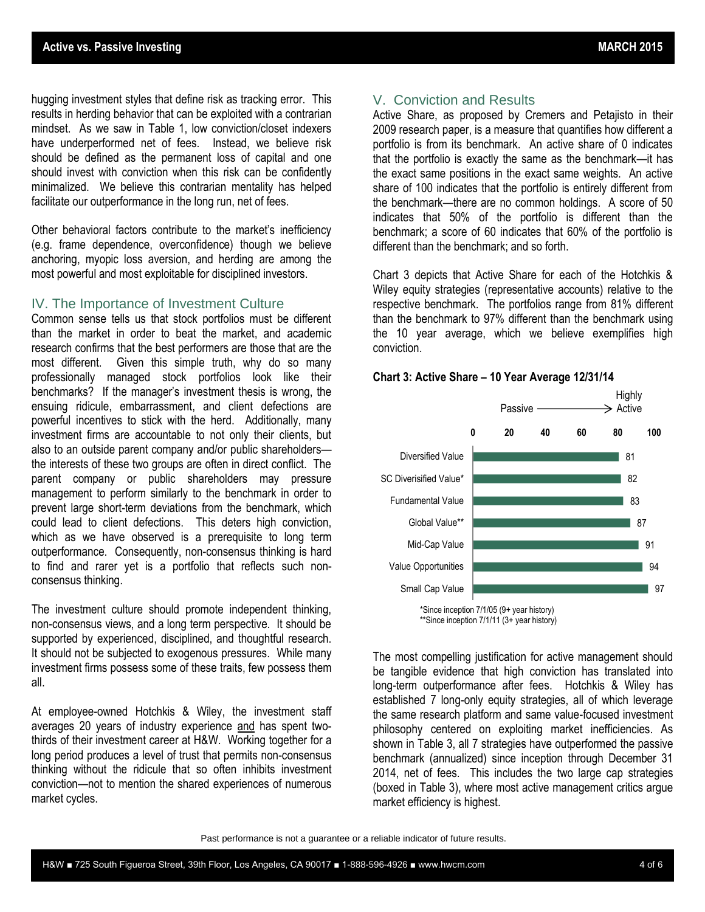hugging investment styles that define risk as tracking error. This results in herding behavior that can be exploited with a contrarian mindset. As we saw in Table 1, low conviction/closet indexers have underperformed net of fees. Instead, we believe risk should be defined as the permanent loss of capital and one should invest with conviction when this risk can be confidently minimalized. We believe this contrarian mentality has helped facilitate our outperformance in the long run, net of fees.

Other behavioral factors contribute to the market's inefficiency (e.g. frame dependence, overconfidence) though we believe anchoring, myopic loss aversion, and herding are among the most powerful and most exploitable for disciplined investors.

## IV. The Importance of Investment Culture

Common sense tells us that stock portfolios must be different than the market in order to beat the market, and academic research confirms that the best performers are those that are the most different. Given this simple truth, why do so many professionally managed stock portfolios look like their benchmarks? If the manager's investment thesis is wrong, the ensuing ridicule, embarrassment, and client defections are powerful incentives to stick with the herd. Additionally, many investment firms are accountable to not only their clients, but also to an outside parent company and/or public shareholders—the interests of these two groups are often in direct conflict. The parent company or public shareholders may pressure management to perform similarly to the benchmark in order to prevent large short-term deviations from the benchmark, which could lead to client defections. This deters high conviction, which as we have observed is a prerequisite to long term outperformance. Consequently, non-consensus thinking is hard to find and rarer yet is a portfolio that reflects such non-consensus thinking.

The investment culture should promote independent thinking, non-consensus views, and a long term perspective. It should be supported by experienced, disciplined, and thoughtful research. It should not be subjected to exogenous pressures. While many investment firms possess some of these traits, few possess them all.

At employee-owned Hotchkis & Wiley, the investment staff averages 20 years of industry experience and has spent two-thirds of their investment career at H&W. Working together for a long period produces a level of trust that permits non-consensus thinking without the ridicule that so often inhibits investment conviction—not to mention the shared experiences of numerous market cycles.

## V. Conviction and Results

Active Share, as proposed by Cremers and Petajisto in their 2009 research paper, is a measure that quantifies how different a portfolio is from its benchmark. An active share of 0 indicates that the portfolio is exactly the same as the benchmark—it has the exact same positions in the exact same weights. An active share of 100 indicates that the portfolio is entirely different from the benchmark—there are no common holdings. A score of 50 indicates that 50% of the portfolio is different than the benchmark; a score of 60 indicates that 60% of the portfolio is different than the benchmark; and so forth.

Chart 3 depicts that Active Share for each of the Hotchkis & Wiley equity strategies (representative accounts) relative to the respective benchmark. The portfolios range from 81% different than the benchmark to 97% different than the benchmark using the 10 year average, which we believe exemplifies high conviction.

**Chart 3: Active Share – 10 Year Average 12/31/14**

Passive → Highly Active

| Strategy | Active Share |
|---|---|
| Diversified Value | 81 |
| SC Diverisified Value* | 82 |
| Fundamental Value | 83 |
| Global Value** | 87 |
| Mid-Cap Value | 91 |
| Value Opportunities | 94 |
| Small Cap Value | 97 |

*Since inception 7/1/05 (9+ year history)
**Since inception 7/1/11 (3+ year history)

The most compelling justification for active management should be tangible evidence that high conviction has translated into long-term outperformance after fees. Hotchkis & Wiley has established 7 long-only equity strategies, all of which leverage the same research platform and same value-focused investment philosophy centered on exploiting market inefficiencies. As shown in Table 3, all 7 strategies have outperformed the passive benchmark (annualized) since inception through December 31 2014, net of fees. This includes the two large cap strategies (boxed in Table 3), where most active management critics argue market efficiency is highest.

Past performance is not a guarantee or a reliable indicator of future results.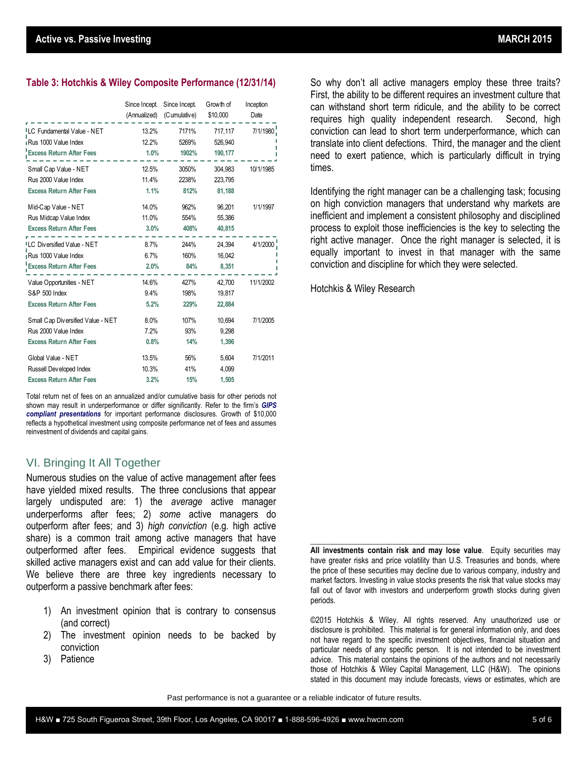### Table 3: Hotchkis & Wiley Composite Performance (12/31/14)

| | Since Incept. (Annualized) | Since Incept. (Cumulative) | Growth of $10,000 | Inception Date |
|---|---|---|---|---|
| LC Fundamental Value - NET | 13.2% | 7171% | 717,117 | 7/1/1980 |
| Rus 1000 Value Index | 12.2% | 5269% | 526,940 | |
| **Excess Return After Fees** | **1.0%** | **1902%** | **190,177** | |
| Small Cap Value - NET | 12.5% | 3050% | 304,983 | 10/1/1985 |
| Rus 2000 Value Index | 11.4% | 2238% | 223,795 | |
| **Excess Return After Fees** | **1.1%** | **812%** | **81,188** | |
| Mid-Cap Value - NET | 14.0% | 962% | 96,201 | 1/1/1997 |
| Rus Midcap Value Index | 11.0% | 554% | 55,386 | |
| **Excess Return After Fees** | **3.0%** | **408%** | **40,815** | |
| LC Diversified Value - NET | 8.7% | 244% | 24,394 | 4/1/2000 |
| Rus 1000 Value Index | 6.7% | 160% | 16,042 | |
| **Excess Return After Fees** | **2.0%** | **84%** | **8,351** | |
| Value Opportunities - NET | 14.6% | 427% | 42,700 | 11/1/2002 |
| S&P 500 Index | 9.4% | 198% | 19,817 | |
| **Excess Return After Fees** | **5.2%** | **229%** | **22,884** | |
| Small Cap Diversified Value - NET | 8.0% | 107% | 10,694 | 7/1/2005 |
| Rus 2000 Value Index | 7.2% | 93% | 9,298 | |
| **Excess Return After Fees** | **0.8%** | **14%** | **1,396** | |
| Global Value - NET | 13.5% | 56% | 5,604 | 7/1/2011 |
| Russell Developed Index | 10.3% | 41% | 4,099 | |
| **Excess Return After Fees** | **3.2%** | **15%** | **1,505** | |

Total return net of fees on an annualized and/or cumulative basis for other periods not shown may result in underperformance or differ significantly. Refer to the firm's ***GIPS compliant presentations*** for important performance disclosures. Growth of $10,000 reflects a hypothetical investment using composite performance net of fees and assumes reinvestment of dividends and capital gains.

## VI. Bringing It All Together

Numerous studies on the value of active management after fees have yielded mixed results. The three conclusions that appear largely undisputed are: 1) the *average* active manager underperforms after fees; 2) *some* active managers do outperform after fees; and 3) *high conviction* (e.g. high active share) is a common trait among active managers that have outperformed after fees. Empirical evidence suggests that skilled active managers exist and can add value for their clients. We believe there are three key ingredients necessary to outperform a passive benchmark after fees:

1) An investment opinion that is contrary to consensus (and correct)
2) The investment opinion needs to be backed by conviction
3) Patience

So why don't all active managers employ these three traits? First, the ability to be different requires an investment culture that can withstand short term ridicule, and the ability to be correct requires high quality independent research. Second, high conviction can lead to short term underperformance, which can translate into client defections. Third, the manager and the client need to exert patience, which is particularly difficult in trying times.

Identifying the right manager can be a challenging task; focusing on high conviction managers that understand why markets are inefficient and implement a consistent philosophy and disciplined process to exploit those inefficiencies is the key to selecting the right active manager. Once the right manager is selected, it is equally important to invest in that manager with the same conviction and discipline for which they were selected.

Hotchkis & Wiley Research

---

**All investments contain risk and may lose value**. Equity securities may have greater risks and price volatility than U.S. Treasuries and bonds, where the price of these securities may decline due to various company, industry and market factors. Investing in value stocks presents the risk that value stocks may fall out of favor with investors and underperform growth stocks during given periods.

©2015 Hotchkis & Wiley. All rights reserved. Any unauthorized use or disclosure is prohibited. This material is for general information only, and does not have regard to the specific investment objectives, financial situation and particular needs of any specific person. It is not intended to be investment advice. This material contains the opinions of the authors and not necessarily those of Hotchkis & Wiley Capital Management, LLC (H&W). The opinions stated in this document may include forecasts, views or estimates, which are

Past performance is not a guarantee or a reliable indicator of future results.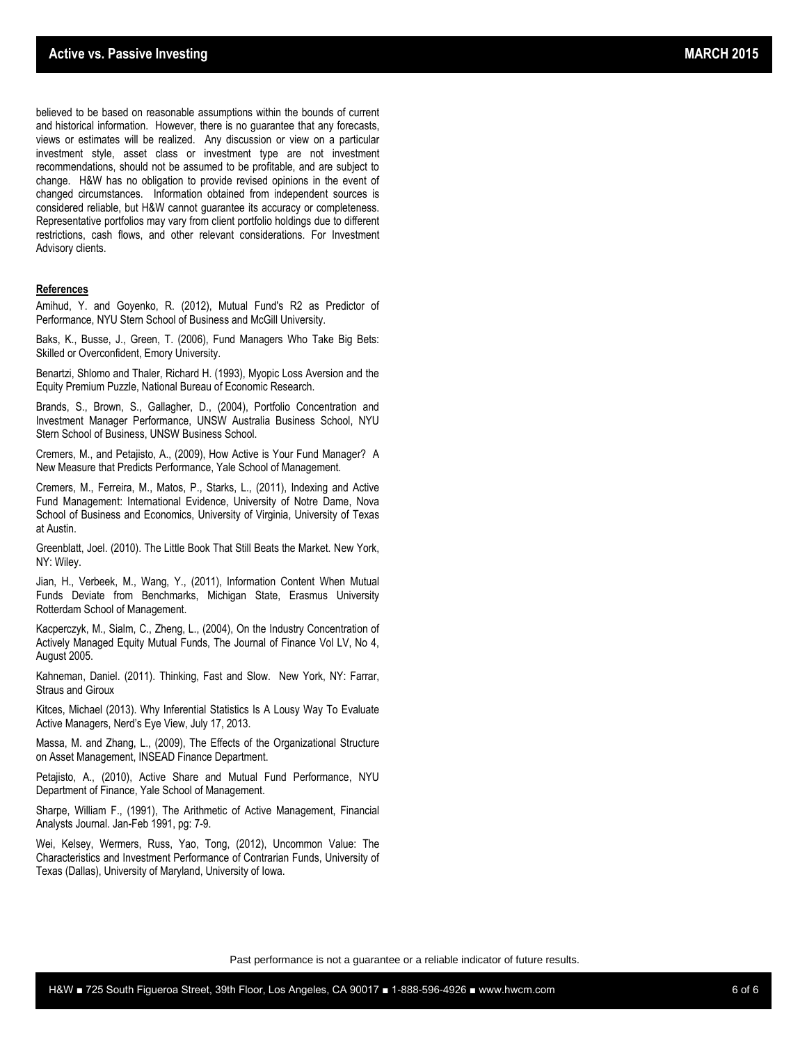believed to be based on reasonable assumptions within the bounds of current and historical information. However, there is no guarantee that any forecasts, views or estimates will be realized. Any discussion or view on a particular investment style, asset class or investment type are not investment recommendations, should not be assumed to be profitable, and are subject to change. H&W has no obligation to provide revised opinions in the event of changed circumstances. Information obtained from independent sources is considered reliable, but H&W cannot guarantee its accuracy or completeness. Representative portfolios may vary from client portfolio holdings due to different restrictions, cash flows, and other relevant considerations. For Investment Advisory clients.

**References**

Amihud, Y. and Goyenko, R. (2012), Mutual Fund's R2 as Predictor of Performance, NYU Stern School of Business and McGill University.

Baks, K., Busse, J., Green, T. (2006), Fund Managers Who Take Big Bets: Skilled or Overconfident, Emory University.

Benartzi, Shlomo and Thaler, Richard H. (1993), Myopic Loss Aversion and the Equity Premium Puzzle, National Bureau of Economic Research.

Brands, S., Brown, S., Gallagher, D., (2004), Portfolio Concentration and Investment Manager Performance, UNSW Australia Business School, NYU Stern School of Business, UNSW Business School.

Cremers, M., and Petajisto, A., (2009), How Active is Your Fund Manager? A New Measure that Predicts Performance, Yale School of Management.

Cremers, M., Ferreira, M., Matos, P., Starks, L., (2011), Indexing and Active Fund Management: International Evidence, University of Notre Dame, Nova School of Business and Economics, University of Virginia, University of Texas at Austin.

Greenblatt, Joel. (2010). The Little Book That Still Beats the Market. New York, NY: Wiley.

Jian, H., Verbeek, M., Wang, Y., (2011), Information Content When Mutual Funds Deviate from Benchmarks, Michigan State, Erasmus University Rotterdam School of Management.

Kacperczyk, M., Sialm, C., Zheng, L., (2004), On the Industry Concentration of Actively Managed Equity Mutual Funds, The Journal of Finance Vol LV, No 4, August 2005.

Kahneman, Daniel. (2011). Thinking, Fast and Slow. New York, NY: Farrar, Straus and Giroux

Kitces, Michael (2013). Why Inferential Statistics Is A Lousy Way To Evaluate Active Managers, Nerd's Eye View, July 17, 2013.

Massa, M. and Zhang, L., (2009), The Effects of the Organizational Structure on Asset Management, INSEAD Finance Department.

Petajisto, A., (2010), Active Share and Mutual Fund Performance, NYU Department of Finance, Yale School of Management.

Sharpe, William F., (1991), The Arithmetic of Active Management, Financial Analysts Journal. Jan-Feb 1991, pg: 7-9.

Wei, Kelsey, Wermers, Russ, Yao, Tong, (2012), Uncommon Value: The Characteristics and Investment Performance of Contrarian Funds, University of Texas (Dallas), University of Maryland, University of Iowa.

Past performance is not a guarantee or a reliable indicator of future results.